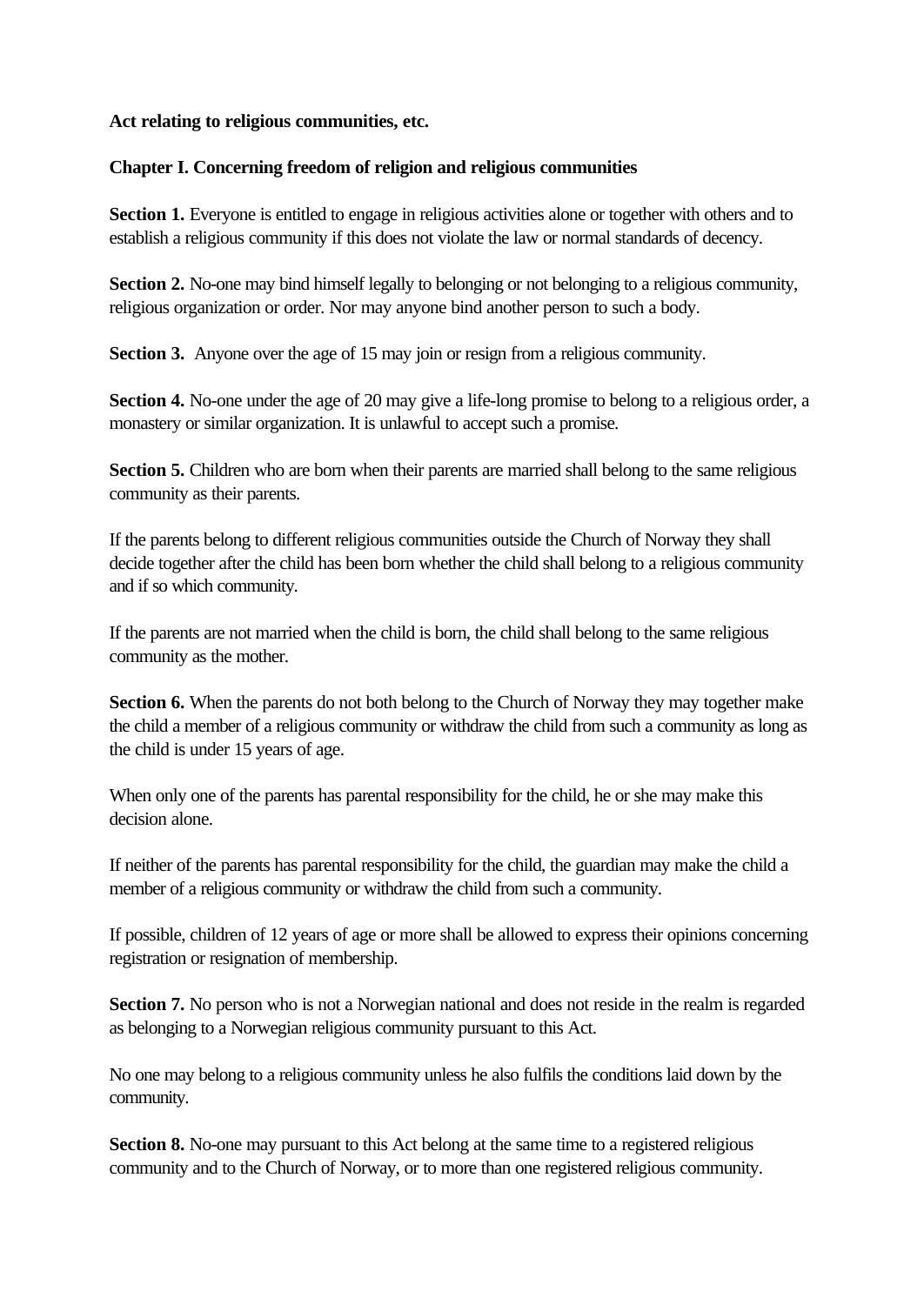**Act relating to religious communities, etc.**

**Chapter I. Concerning freedom of religion and religious communities**

**Section 1.** Everyone is entitled to engage in religious activities alone or together with others and to establish a religious community if this does not violate the law or normal standards of decency.

**Section 2.** No-one may bind himself legally to belonging or not belonging to a religious community, religious organization or order. Nor may anyone bind another person to such a body.

**Section 3.** Anyone over the age of 15 may join or resign from a religious community.

**Section 4.** No-one under the age of 20 may give a life-long promise to belong to a religious order, a monastery or similar organization. It is unlawful to accept such a promise.

**Section 5.** Children who are born when their parents are married shall belong to the same religious community as their parents.

If the parents belong to different religious communities outside the Church of Norway they shall decide together after the child has been born whether the child shall belong to a religious community and if so which community.

If the parents are not married when the child is born, the child shall belong to the same religious community as the mother.

**Section 6.** When the parents do not both belong to the Church of Norway they may together make the child a member of a religious community or withdraw the child from such a community as long as the child is under 15 years of age.

When only one of the parents has parental responsibility for the child, he or she may make this decision alone.

If neither of the parents has parental responsibility for the child, the guardian may make the child a member of a religious community or withdraw the child from such a community.

If possible, children of 12 years of age or more shall be allowed to express their opinions concerning registration or resignation of membership.

**Section 7.** No person who is not a Norwegian national and does not reside in the realm is regarded as belonging to a Norwegian religious community pursuant to this Act.

No one may belong to a religious community unless he also fulfils the conditions laid down by the community.

**Section 8.** No-one may pursuant to this Act belong at the same time to a registered religious community and to the Church of Norway, or to more than one registered religious community.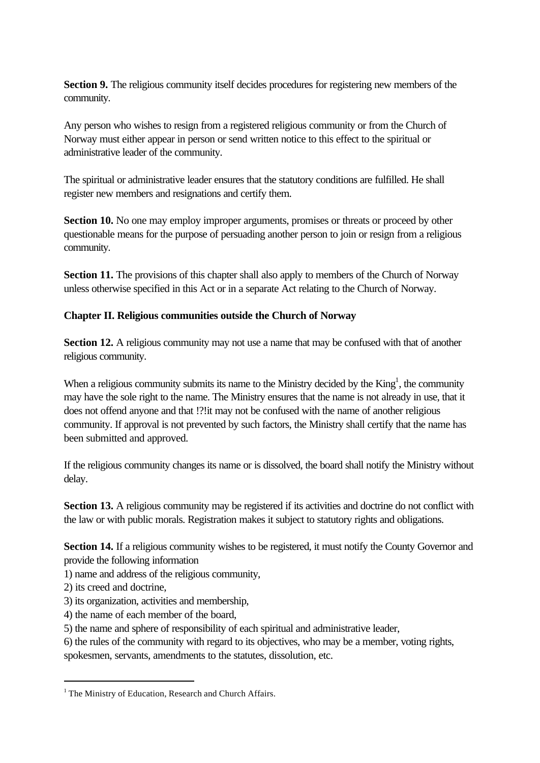**Section 9.** The religious community itself decides procedures for registering new members of the community.

Any person who wishes to resign from a registered religious community or from the Church of Norway must either appear in person or send written notice to this effect to the spiritual or administrative leader of the community.

The spiritual or administrative leader ensures that the statutory conditions are fulfilled. He shall register new members and resignations and certify them.

**Section 10.** No one may employ improper arguments, promises or threats or proceed by other questionable means for the purpose of persuading another person to join or resign from a religious community.

**Section 11.** The provisions of this chapter shall also apply to members of the Church of Norway unless otherwise specified in this Act or in a separate Act relating to the Church of Norway.

**Chapter II. Religious communities outside the Church of Norway**

**Section 12.** A religious community may not use a name that may be confused with that of another religious community.

When a religious community submits its name to the Ministry decided by the King[1], the community may have the sole right to the name. The Ministry ensures that the name is not already in use, that it does not offend anyone and that !?!it may not be confused with the name of another religious community. If approval is not prevented by such factors, the Ministry shall certify that the name has been submitted and approved.

If the religious community changes its name or is dissolved, the board shall notify the Ministry without delay.

**Section 13.** A religious community may be registered if its activities and doctrine do not conflict with the law or with public morals. Registration makes it subject to statutory rights and obligations.

**Section 14.** If a religious community wishes to be registered, it must notify the County Governor and provide the following information

1) name and address of the religious community,
2) its creed and doctrine,
3) its organization, activities and membership,
4) the name of each member of the board,
5) the name and sphere of responsibility of each spiritual and administrative leader,
6) the rules of the community with regard to its objectives, who may be a member, voting rights, spokesmen, servants, amendments to the statutes, dissolution, etc.

---

[1] The Ministry of Education, Research and Church Affairs.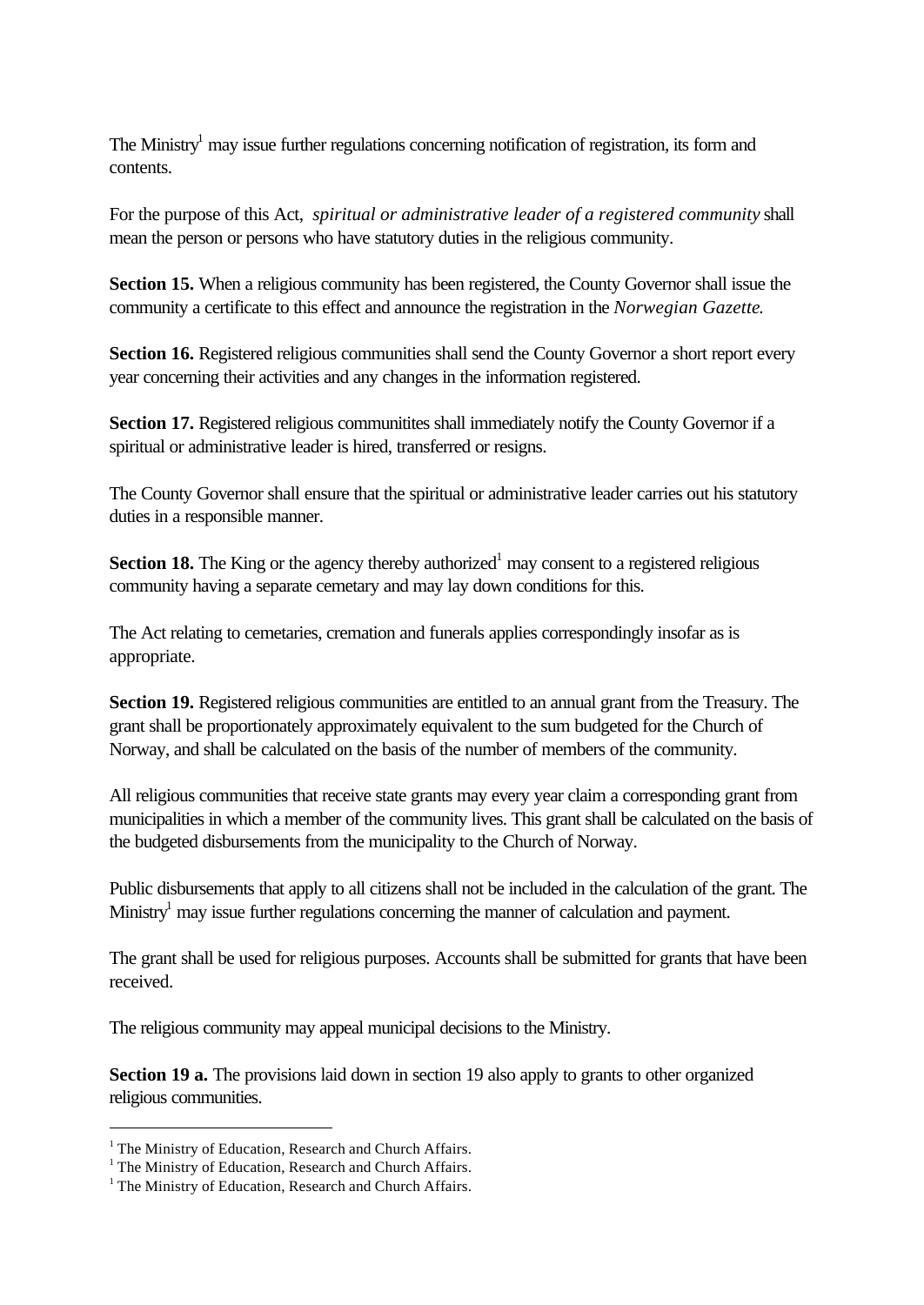The Ministry[1] may issue further regulations concerning notification of registration, its form and contents.

For the purpose of this Act, *spiritual or administrative leader of a registered community* shall mean the person or persons who have statutory duties in the religious community.

**Section 15.** When a religious community has been registered, the County Governor shall issue the community a certificate to this effect and announce the registration in the *Norwegian Gazette.*

**Section 16.** Registered religious communities shall send the County Governor a short report every year concerning their activities and any changes in the information registered.

**Section 17.** Registered religious communitites shall immediately notify the County Governor if a spiritual or administrative leader is hired, transferred or resigns.

The County Governor shall ensure that the spiritual or administrative leader carries out his statutory duties in a responsible manner.

**Section 18.** The King or the agency thereby authorized[1] may consent to a registered religious community having a separate cemetary and may lay down conditions for this.

The Act relating to cemetaries, cremation and funerals applies correspondingly insofar as is appropriate.

**Section 19.** Registered religious communities are entitled to an annual grant from the Treasury. The grant shall be proportionately approximately equivalent to the sum budgeted for the Church of Norway, and shall be calculated on the basis of the number of members of the community.

All religious communities that receive state grants may every year claim a corresponding grant from municipalities in which a member of the community lives. This grant shall be calculated on the basis of the budgeted disbursements from the municipality to the Church of Norway.

Public disbursements that apply to all citizens shall not be included in the calculation of the grant. The Ministry[1] may issue further regulations concerning the manner of calculation and payment.

The grant shall be used for religious purposes. Accounts shall be submitted for grants that have been received.

The religious community may appeal municipal decisions to the Ministry.

**Section 19 a.** The provisions laid down in section 19 also apply to grants to other organized religious communities.

---

[1] The Ministry of Education, Research and Church Affairs.
[1] The Ministry of Education, Research and Church Affairs.
[1] The Ministry of Education, Research and Church Affairs.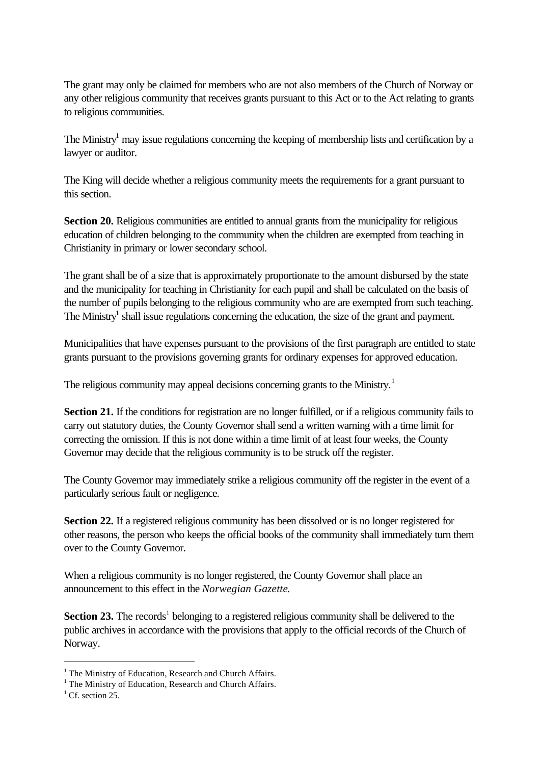The grant may only be claimed for members who are not also members of the Church of Norway or any other religious community that receives grants pursuant to this Act or to the Act relating to grants to religious communities.

The Ministry[1] may issue regulations concerning the keeping of membership lists and certification by a lawyer or auditor.

The King will decide whether a religious community meets the requirements for a grant pursuant to this section.

**Section 20.** Religious communities are entitled to annual grants from the municipality for religious education of children belonging to the community when the children are exempted from teaching in Christianity in primary or lower secondary school.

The grant shall be of a size that is approximately proportionate to the amount disbursed by the state and the municipality for teaching in Christianity for each pupil and shall be calculated on the basis of the number of pupils belonging to the religious community who are are exempted from such teaching. The Ministry[1] shall issue regulations concerning the education, the size of the grant and payment.

Municipalities that have expenses pursuant to the provisions of the first paragraph are entitled to state grants pursuant to the provisions governing grants for ordinary expenses for approved education.

The religious community may appeal decisions concerning grants to the Ministry.[1]

**Section 21.** If the conditions for registration are no longer fulfilled, or if a religious community fails to carry out statutory duties, the County Governor shall send a written warning with a time limit for correcting the omission. If this is not done within a time limit of at least four weeks, the County Governor may decide that the religious community is to be struck off the register.

The County Governor may immediately strike a religious community off the register in the event of a particularly serious fault or negligence.

**Section 22.** If a registered religious community has been dissolved or is no longer registered for other reasons, the person who keeps the official books of the community shall immediately turn them over to the County Governor.

When a religious community is no longer registered, the County Governor shall place an announcement to this effect in the *Norwegian Gazette.*

**Section 23.** The records[1] belonging to a registered religious community shall be delivered to the public archives in accordance with the provisions that apply to the official records of the Church of Norway.

---

[1] The Ministry of Education, Research and Church Affairs.
[1] The Ministry of Education, Research and Church Affairs.
[1] Cf. section 25.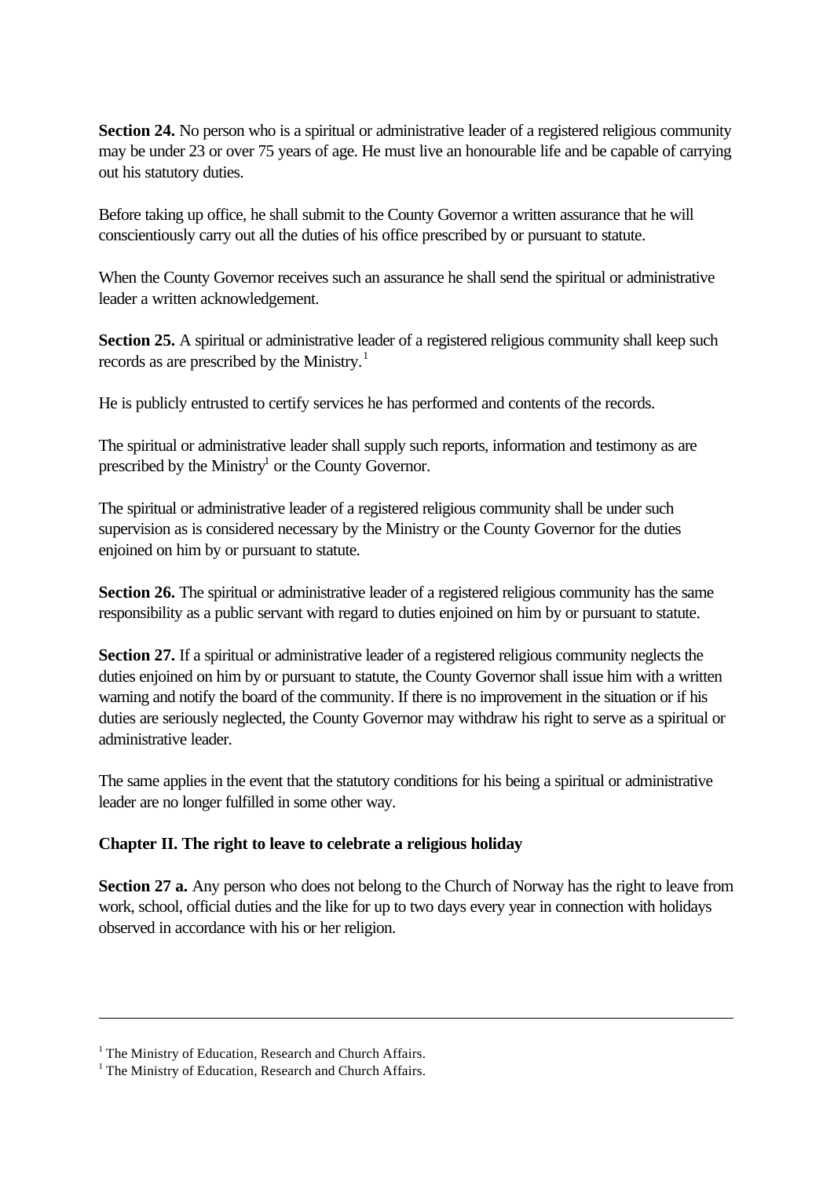**Section 24.** No person who is a spiritual or administrative leader of a registered religious community may be under 23 or over 75 years of age. He must live an honourable life and be capable of carrying out his statutory duties.

Before taking up office, he shall submit to the County Governor a written assurance that he will conscientiously carry out all the duties of his office prescribed by or pursuant to statute.

When the County Governor receives such an assurance he shall send the spiritual or administrative leader a written acknowledgement.

**Section 25.** A spiritual or administrative leader of a registered religious community shall keep such records as are prescribed by the Ministry.[1]

He is publicly entrusted to certify services he has performed and contents of the records.

The spiritual or administrative leader shall supply such reports, information and testimony as are prescribed by the Ministry[1] or the County Governor.

The spiritual or administrative leader of a registered religious community shall be under such supervision as is considered necessary by the Ministry or the County Governor for the duties enjoined on him by or pursuant to statute.

**Section 26.** The spiritual or administrative leader of a registered religious community has the same responsibility as a public servant with regard to duties enjoined on him by or pursuant to statute.

**Section 27.** If a spiritual or administrative leader of a registered religious community neglects the duties enjoined on him by or pursuant to statute, the County Governor shall issue him with a written warning and notify the board of the community. If there is no improvement in the situation or if his duties are seriously neglected, the County Governor may withdraw his right to serve as a spiritual or administrative leader.

The same applies in the event that the statutory conditions for his being a spiritual or administrative leader are no longer fulfilled in some other way.

## Chapter II. The right to leave to celebrate a religious holiday

**Section 27 a.** Any person who does not belong to the Church of Norway has the right to leave from work, school, official duties and the like for up to two days every year in connection with holidays observed in accordance with his or her religion.

---

[1] The Ministry of Education, Research and Church Affairs.
[1] The Ministry of Education, Research and Church Affairs.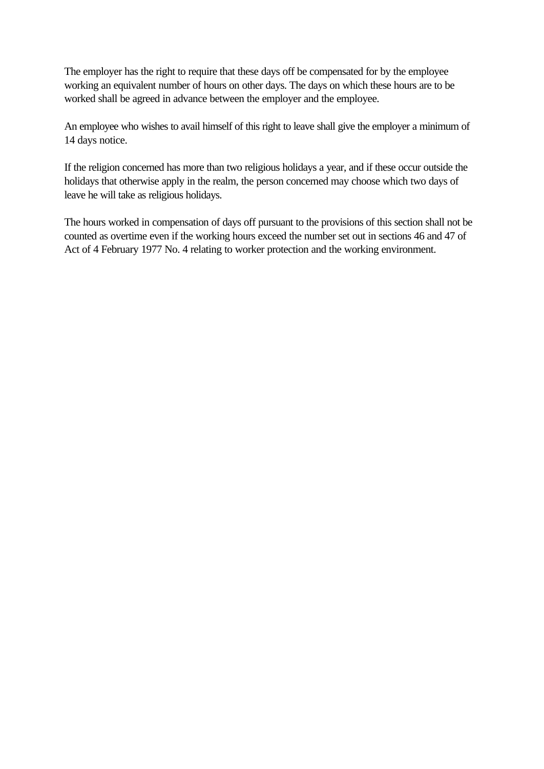The employer has the right to require that these days off be compensated for by the employee working an equivalent number of hours on other days. The days on which these hours are to be worked shall be agreed in advance between the employer and the employee.

An employee who wishes to avail himself of this right to leave shall give the employer a minimum of 14 days notice.

If the religion concerned has more than two religious holidays a year, and if these occur outside the holidays that otherwise apply in the realm, the person concerned may choose which two days of leave he will take as religious holidays.

The hours worked in compensation of days off pursuant to the provisions of this section shall not be counted as overtime even if the working hours exceed the number set out in sections 46 and 47 of Act of 4 February 1977 No. 4 relating to worker protection and the working environment.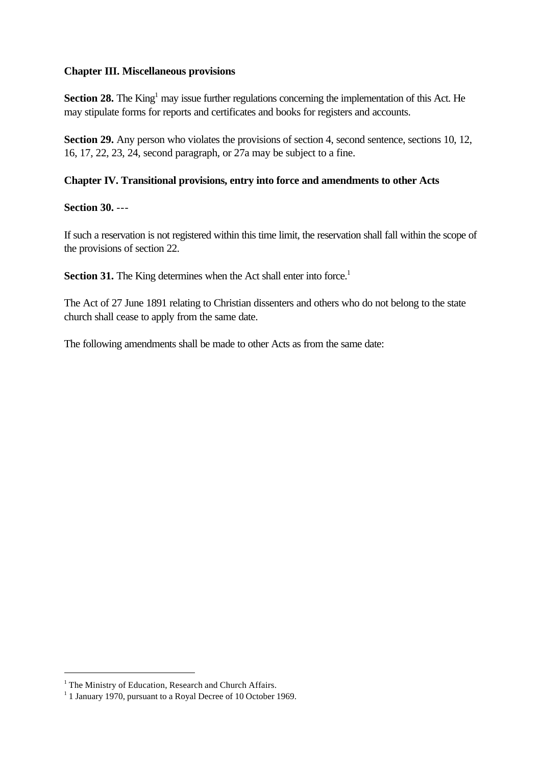**Chapter III. Miscellaneous provisions**

**Section 28.** The King[1] may issue further regulations concerning the implementation of this Act. He may stipulate forms for reports and certificates and books for registers and accounts.

**Section 29.** Any person who violates the provisions of section 4, second sentence, sections 10, 12, 16, 17, 22, 23, 24, second paragraph, or 27a may be subject to a fine.

**Chapter IV. Transitional provisions, entry into force and amendments to other Acts**

**Section 30.** ---

If such a reservation is not registered within this time limit, the reservation shall fall within the scope of the provisions of section 22.

**Section 31.** The King determines when the Act shall enter into force.[1]

The Act of 27 June 1891 relating to Christian dissenters and others who do not belong to the state church shall cease to apply from the same date.

The following amendments shall be made to other Acts as from the same date:

---

[1] The Ministry of Education, Research and Church Affairs.

[1] 1 January 1970, pursuant to a Royal Decree of 10 October 1969.